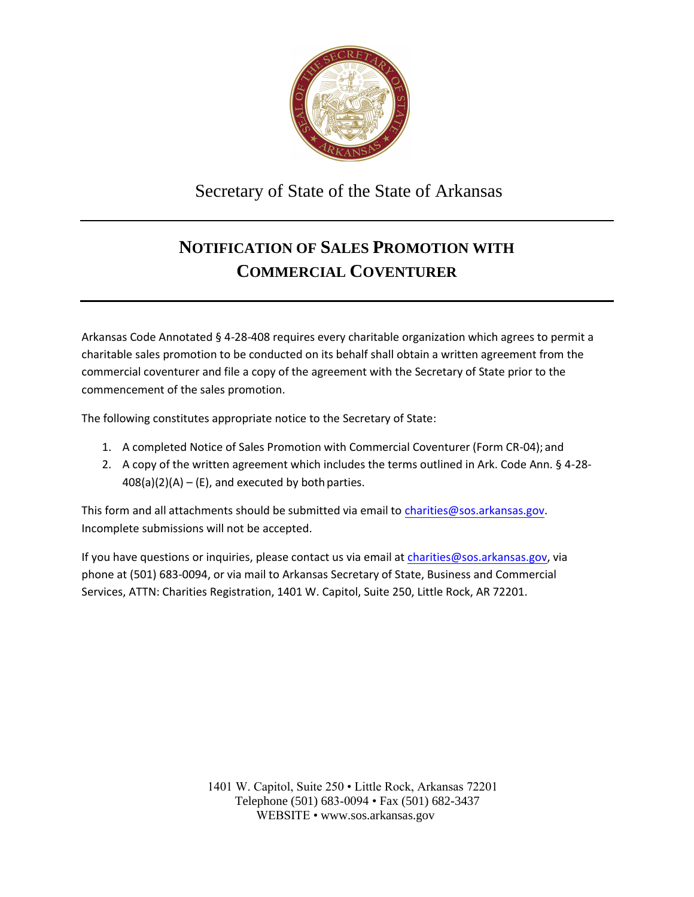Secretary of State of the State of Arkansas

# NOTIFICATION OF SALES PROMOTION WITH COMMERCIAL COVENTURER

Arkansas Code Annotated § 4-28-408 requires every charitable organization which agrees to permit a charitable sales promotion to be conducted on its behalf shall obtain a written agreement from the commercial coventurer and file a copy of the agreement with the Secretary of State prior to the commencement of the sales promotion.

The following constitutes appropriate notice to the Secretary of State:

1. A completed Notice of Sales Promotion with Commercial Coventurer (Form CR-04); and
2. A copy of the written agreement which includes the terms outlined in Ark. Code Ann. § 4-28-408(a)(2)(A) – (E), and executed by both parties.

This form and all attachments should be submitted via email to charities@sos.arkansas.gov. Incomplete submissions will not be accepted.

If you have questions or inquiries, please contact us via email at charities@sos.arkansas.gov, via phone at (501) 683-0094, or via mail to Arkansas Secretary of State, Business and Commercial Services, ATTN: Charities Registration, 1401 W. Capitol, Suite 250, Little Rock, AR 72201.

1401 W. Capitol, Suite 250 • Little Rock, Arkansas 72201
Telephone (501) 683-0094 • Fax (501) 682-3437
WEBSITE • www.sos.arkansas.gov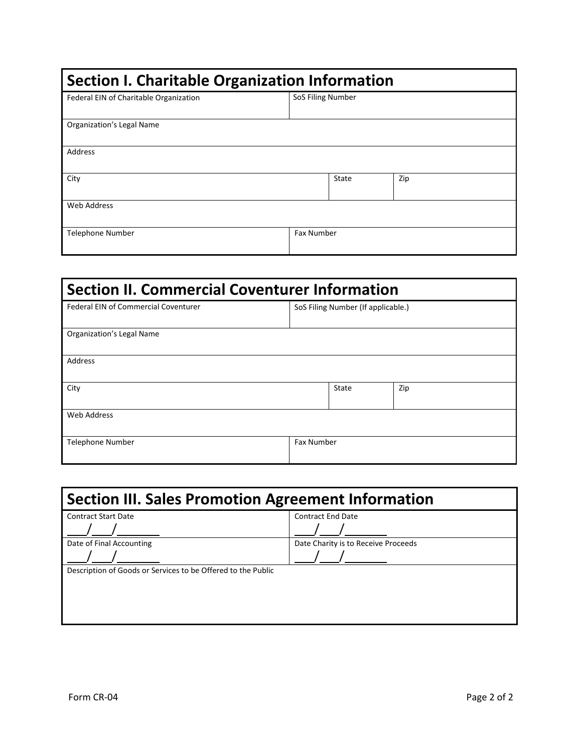## Section I. Charitable Organization Information

| Federal EIN of Charitable Organization | SoS Filing Number | |
|---|---|---|
| Organization's Legal Name | | |
| Address | | |
| City | State | Zip |
| Web Address | | |
| Telephone Number | Fax Number | |

## Section II. Commercial Coventurer Information

| Federal EIN of Commercial Coventurer | SoS Filing Number (If applicable.) | |
|---|---|---|
| Organization's Legal Name | | |
| Address | | |
| City | State | Zip |
| Web Address | | |
| Telephone Number | Fax Number | |

## Section III. Sales Promotion Agreement Information

| Contract Start Date | Contract End Date |
|---|---|
| ___/___/_______ | ___/___/_______ |
| Date of Final Accounting | Date Charity is to Receive Proceeds |
| ___/___/_______ | ___/___/_______ |
| Description of Goods or Services to be Offered to the Public | |

Form CR-04